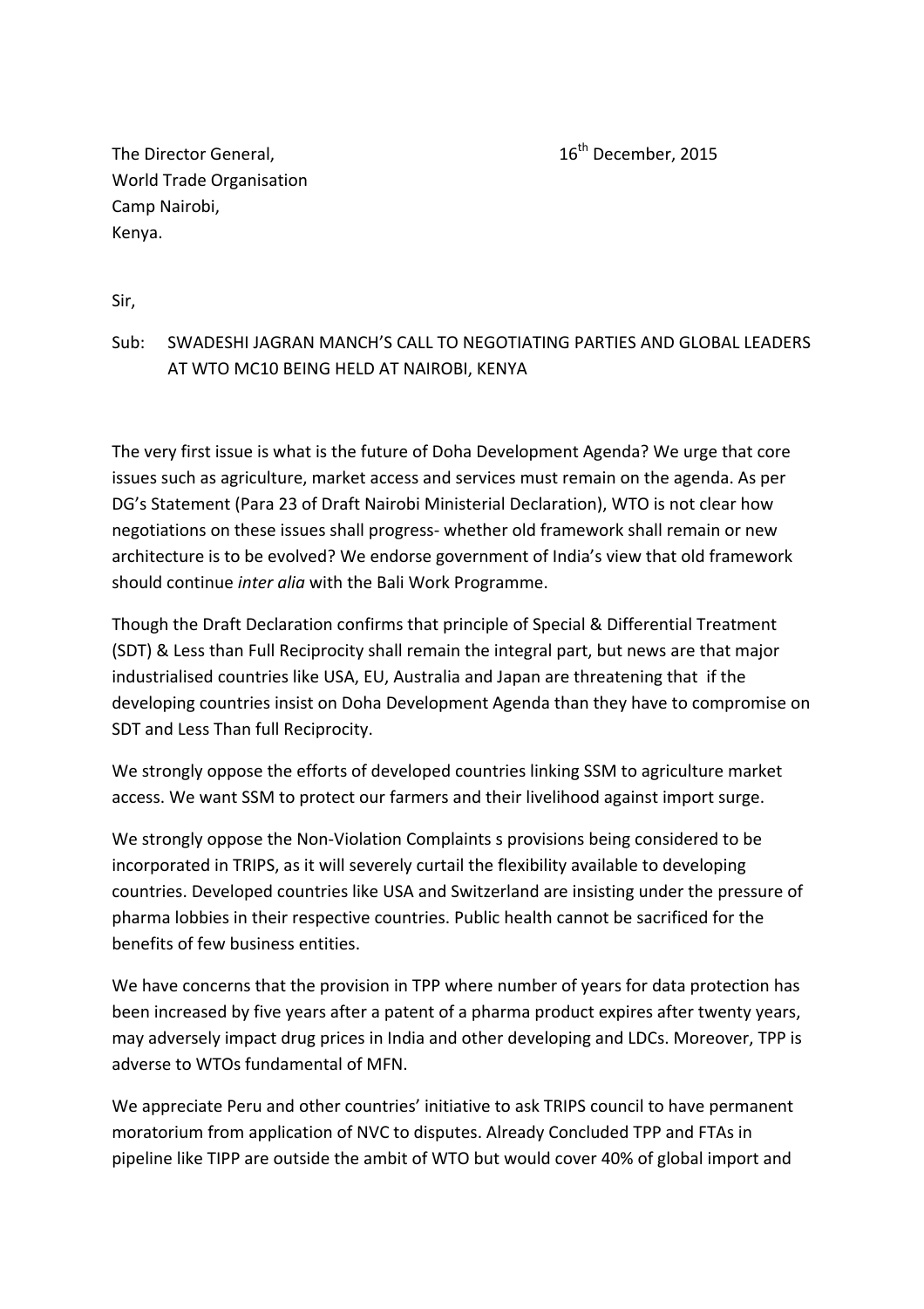The Director General,
World Trade Organisation
Camp Nairobi,
Kenya.

16th December, 2015

Sir,

Sub: SWADESHI JAGRAN MANCH'S CALL TO NEGOTIATING PARTIES AND GLOBAL LEADERS AT WTO MC10 BEING HELD AT NAIROBI, KENYA

The very first issue is what is the future of Doha Development Agenda? We urge that core issues such as agriculture, market access and services must remain on the agenda. As per DG's Statement (Para 23 of Draft Nairobi Ministerial Declaration), WTO is not clear how negotiations on these issues shall progress- whether old framework shall remain or new architecture is to be evolved? We endorse government of India's view that old framework should continue *inter alia* with the Bali Work Programme.

Though the Draft Declaration confirms that principle of Special & Differential Treatment (SDT) & Less than Full Reciprocity shall remain the integral part, but news are that major industrialised countries like USA, EU, Australia and Japan are threatening that if the developing countries insist on Doha Development Agenda than they have to compromise on SDT and Less Than full Reciprocity.

We strongly oppose the efforts of developed countries linking SSM to agriculture market access. We want SSM to protect our farmers and their livelihood against import surge.

We strongly oppose the Non-Violation Complaints s provisions being considered to be incorporated in TRIPS, as it will severely curtail the flexibility available to developing countries. Developed countries like USA and Switzerland are insisting under the pressure of pharma lobbies in their respective countries. Public health cannot be sacrificed for the benefits of few business entities.

We have concerns that the provision in TPP where number of years for data protection has been increased by five years after a patent of a pharma product expires after twenty years, may adversely impact drug prices in India and other developing and LDCs. Moreover, TPP is adverse to WTOs fundamental of MFN.

We appreciate Peru and other countries' initiative to ask TRIPS council to have permanent moratorium from application of NVC to disputes. Already Concluded TPP and FTAs in pipeline like TIPP are outside the ambit of WTO but would cover 40% of global import and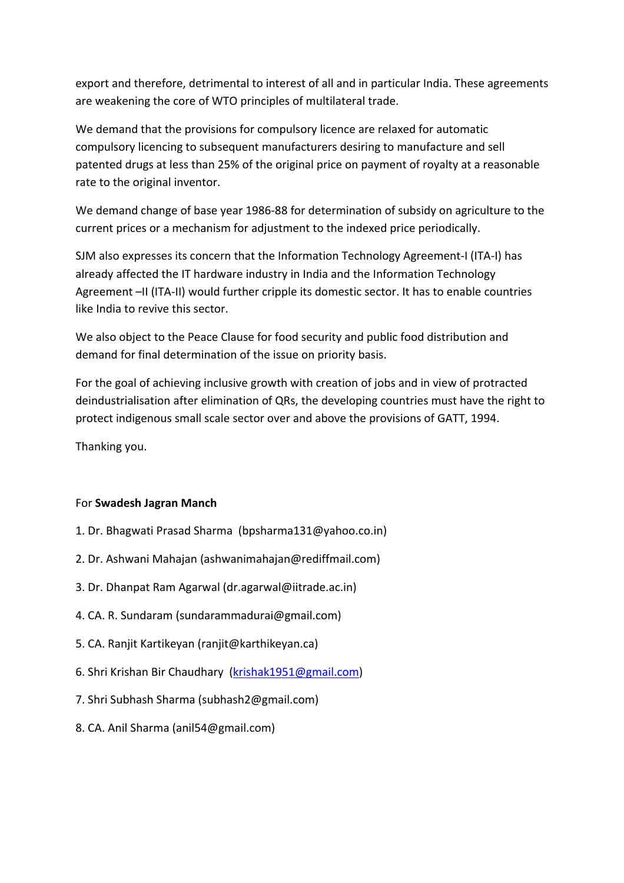export and therefore, detrimental to interest of all and in particular India. These agreements are weakening the core of WTO principles of multilateral trade.

We demand that the provisions for compulsory licence are relaxed for automatic compulsory licencing to subsequent manufacturers desiring to manufacture and sell patented drugs at less than 25% of the original price on payment of royalty at a reasonable rate to the original inventor.

We demand change of base year 1986-88 for determination of subsidy on agriculture to the current prices or a mechanism for adjustment to the indexed price periodically.

SJM also expresses its concern that the Information Technology Agreement-I (ITA-I) has already affected the IT hardware industry in India and the Information Technology Agreement –II (ITA-II) would further cripple its domestic sector. It has to enable countries like India to revive this sector.

We also object to the Peace Clause for food security and public food distribution and demand for final determination of the issue on priority basis.

For the goal of achieving inclusive growth with creation of jobs and in view of protracted deindustrialisation after elimination of QRs, the developing countries must have the right to protect indigenous small scale sector over and above the provisions of GATT, 1994.

Thanking you.

For **Swadesh Jagran Manch**

1. Dr. Bhagwati Prasad Sharma (bpsharma131@yahoo.co.in)
2. Dr. Ashwani Mahajan (ashwanimahajan@rediffmail.com)
3. Dr. Dhanpat Ram Agarwal (dr.agarwal@iitrade.ac.in)
4. CA. R. Sundaram (sundarammadurai@gmail.com)
5. CA. Ranjit Kartikeyan (ranjit@karthikeyan.ca)
6. Shri Krishan Bir Chaudhary (krishak1951@gmail.com)
7. Shri Subhash Sharma (subhash2@gmail.com)
8. CA. Anil Sharma (anil54@gmail.com)